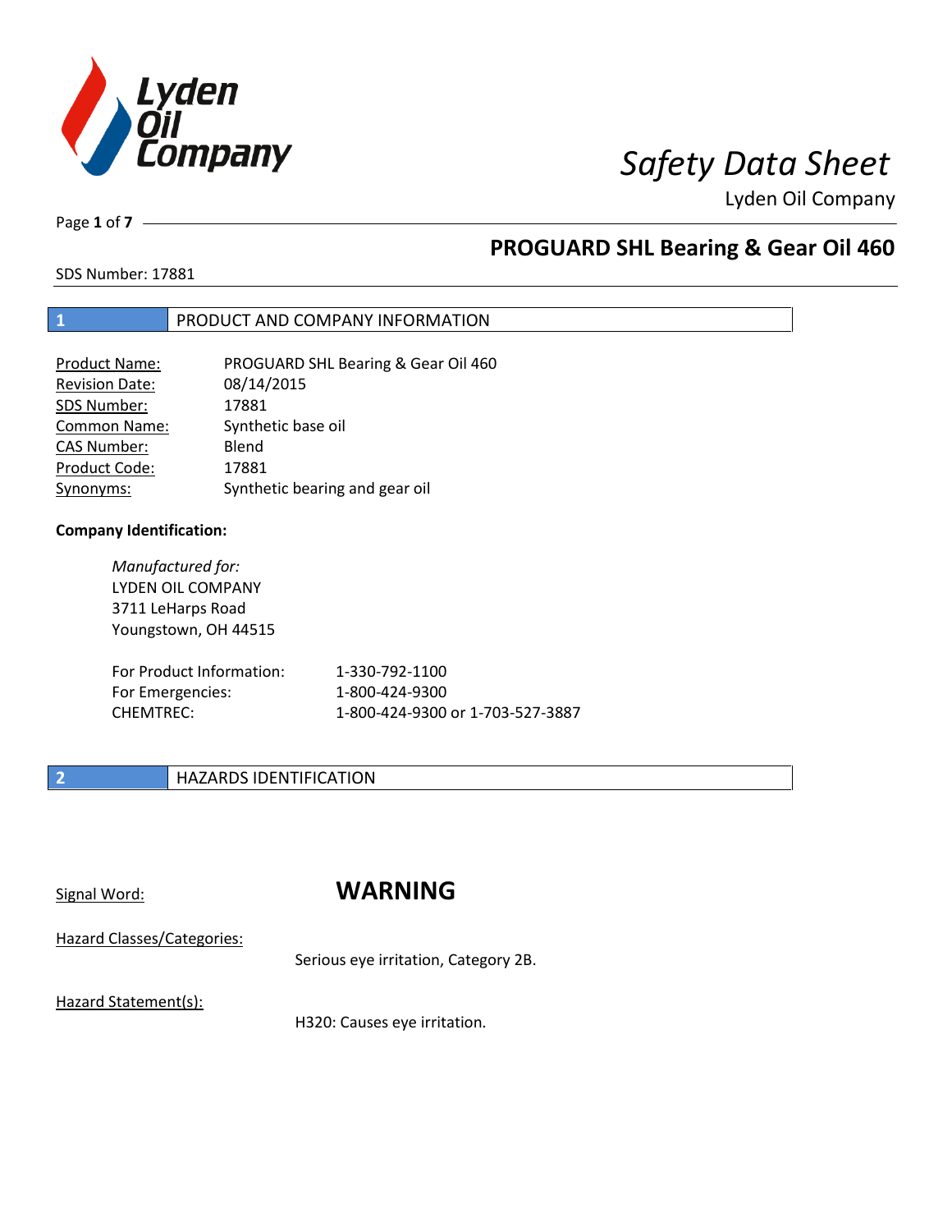# Safety Data Sheet

Lyden Oil Company

## PROGUARD SHL Bearing & Gear Oil 460

SDS Number: 17881

## 1 PRODUCT AND COMPANY INFORMATION

| | |
|---|---|
| Product Name: | PROGUARD SHL Bearing & Gear Oil 460 |
| Revision Date: | 08/14/2015 |
| SDS Number: | 17881 |
| Common Name: | Synthetic base oil |
| CAS Number: | Blend |
| Product Code: | 17881 |
| Synonyms: | Synthetic bearing and gear oil |

**Company Identification:**

*Manufactured for:*
LYDEN OIL COMPANY
3711 LeHarps Road
Youngstown, OH 44515

| | |
|---|---|
| For Product Information: | 1-330-792-1100 |
| For Emergencies: | 1-800-424-9300 |
| CHEMTREC: | 1-800-424-9300 or 1-703-527-3887 |

## 2 HAZARDS IDENTIFICATION

Signal Word: **WARNING**

Hazard Classes/Categories:

Serious eye irritation, Category 2B.

Hazard Statement(s):

H320: Causes eye irritation.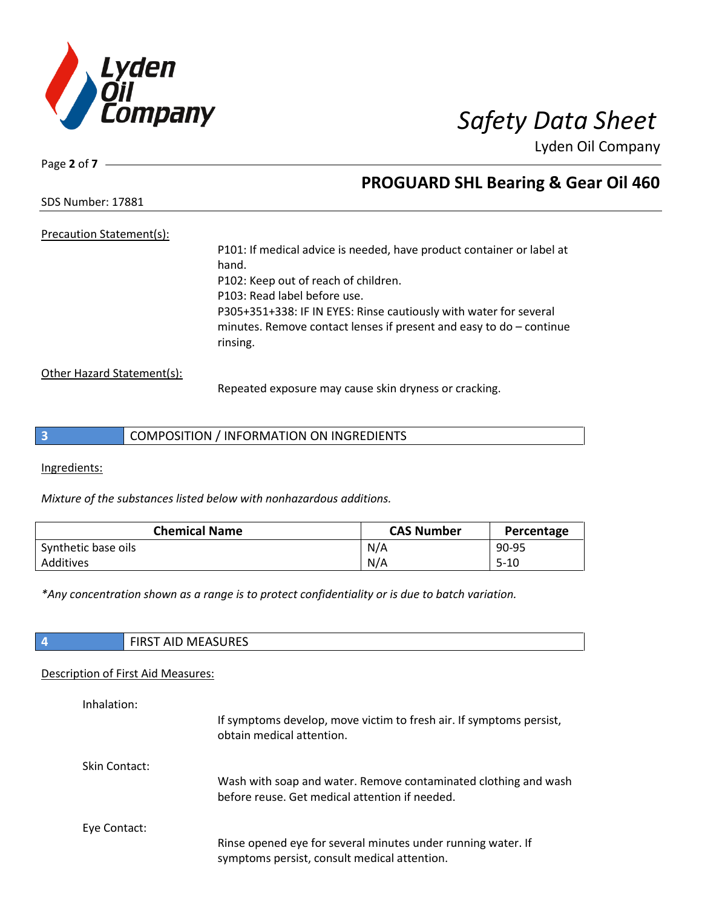Precation Statement(s):

P101: If medical advice is needed, have product container or label at hand.
P102: Keep out of reach of children.
P103: Read label before use.
P305+351+338: IF IN EYES: Rinse cautiously with water for several minutes. Remove contact lenses if present and easy to do – continue rinsing.

Other Hazard Statement(s):

Repeated exposure may cause skin dryness or cracking.

## 3 COMPOSITION / INFORMATION ON INGREDIENTS

Ingredients:

*Mixture of the substances listed below with nonhazardous additions.*

| Chemical Name | CAS Number | Percentage |
|---|---|---|
| Synthetic base oils | N/A | 90-95 |
| Additives | N/A | 5-10 |

*\*Any concentration shown as a range is to protect confidentiality or is due to batch variation.*

## 4 FIRST AID MEASURES

Description of First Aid Measures:

Inhalation:

If symptoms develop, move victim to fresh air. If symptoms persist, obtain medical attention.

Skin Contact:

Wash with soap and water. Remove contaminated clothing and wash before reuse. Get medical attention if needed.

Eye Contact:

Rinse opened eye for several minutes under running water. If symptoms persist, consult medical attention.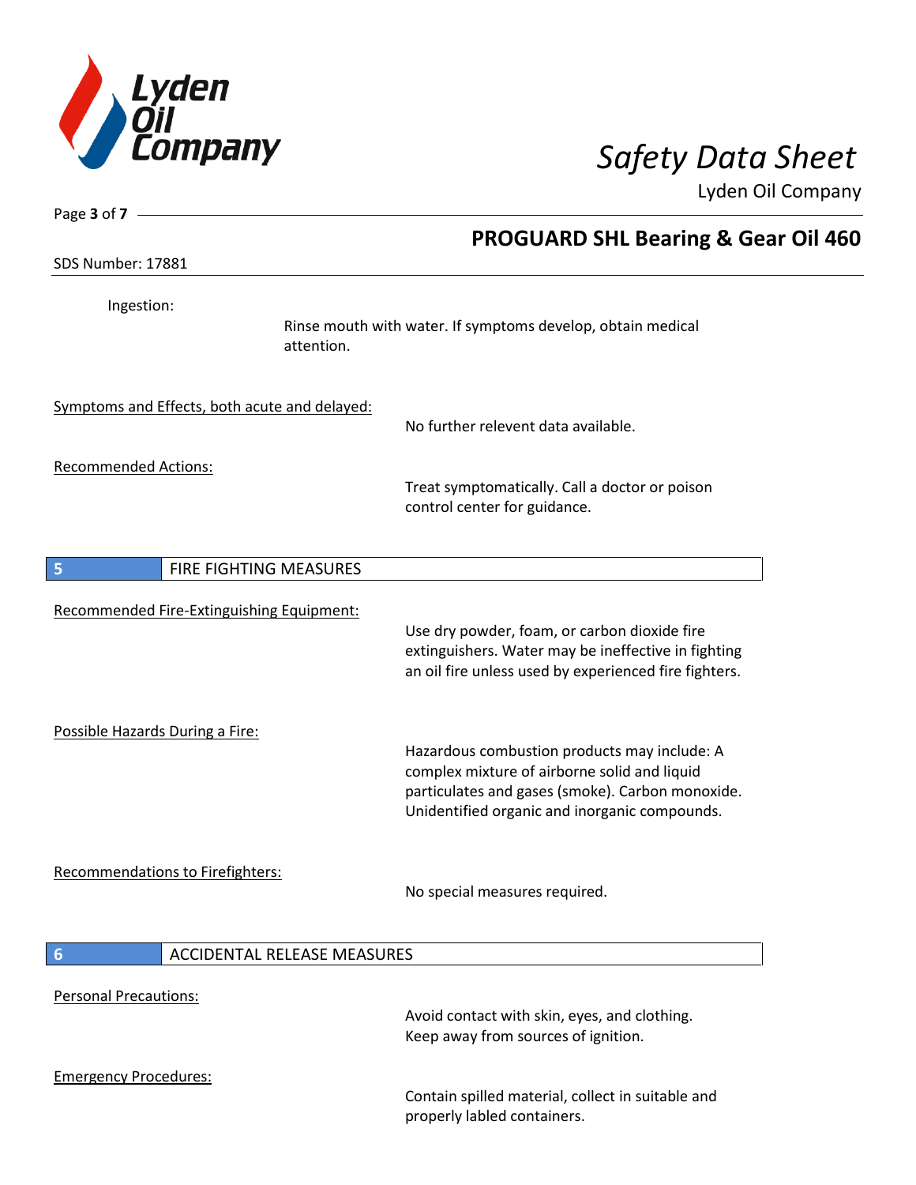Ingestion:

Rinse mouth with water. If symptoms develop, obtain medical attention.

Symptoms and Effects, both acute and delayed:

No further relevent data available.

Recommended Actions:

Treat symptomatically. Call a doctor or poison control center for guidance.

## 5 FIRE FIGHTING MEASURES

Recommended Fire-Extinguishing Equipment:

Use dry powder, foam, or carbon dioxide fire extinguishers. Water may be ineffective in fighting an oil fire unless used by experienced fire fighters.

Possible Hazards During a Fire:

Hazardous combustion products may include: A complex mixture of airborne solid and liquid particulates and gases (smoke). Carbon monoxide. Unidentified organic and inorganic compounds.

Recommendations to Firefighters:

No special measures required.

## 6 ACCIDENTAL RELEASE MEASURES

Personal Precautions:

Avoid contact with skin, eyes, and clothing. Keep away from sources of ignition.

Emergency Procedures:

Contain spilled material, collect in suitable and properly labled containers.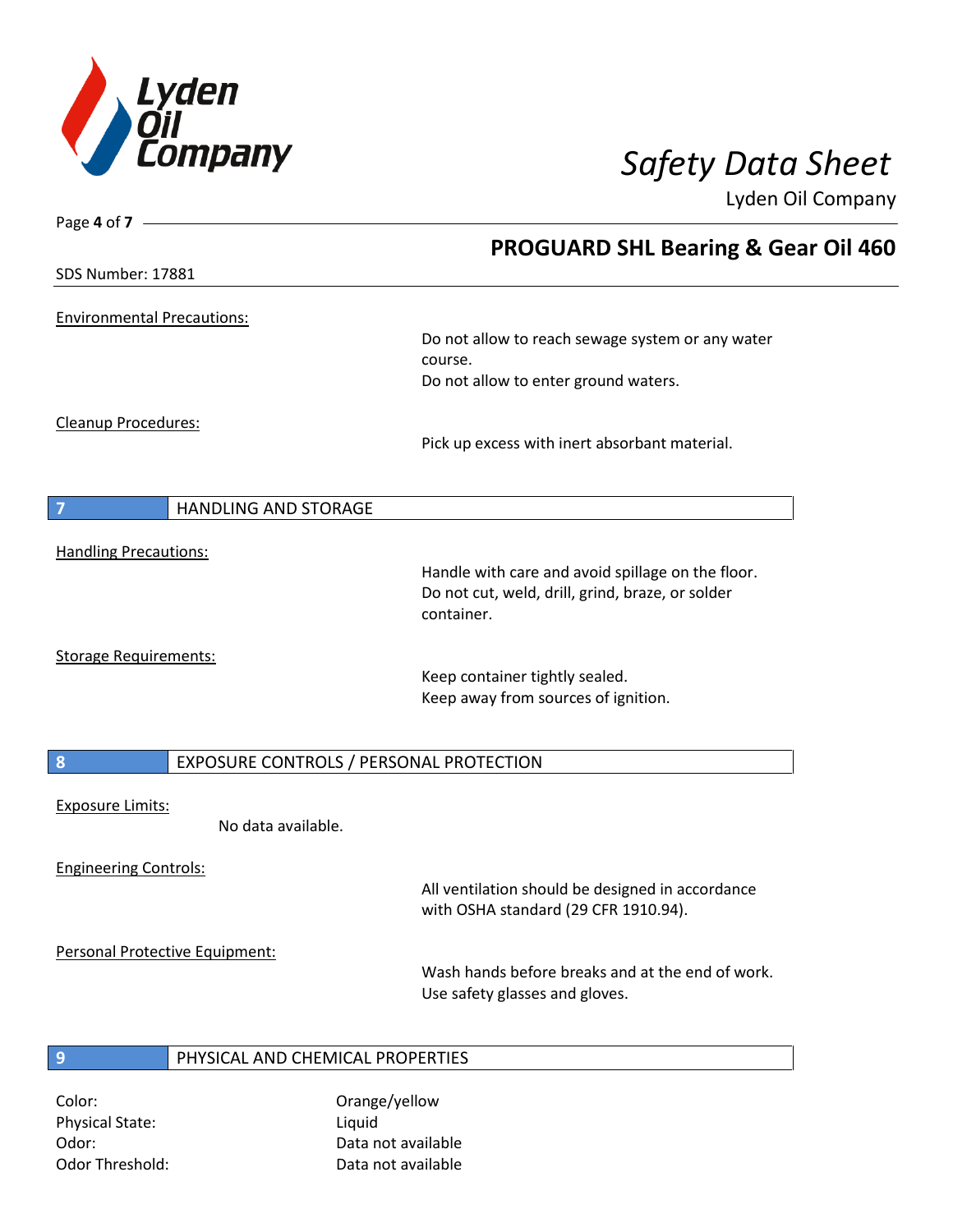## Environmental Precautions:

Do not allow to reach sewage system or any water course.
Do not allow to enter ground waters.

## Cleanup Procedures:

Pick up excess with inert absorbant material.

## 7 HANDLING AND STORAGE

### Handling Precautions:

Handle with care and avoid spillage on the floor.
Do not cut, weld, drill, grind, braze, or solder container.

### Storage Requirements:

Keep container tightly sealed.
Keep away from sources of ignition.

## 8 EXPOSURE CONTROLS / PERSONAL PROTECTION

### Exposure Limits:

No data available.

### Engineering Controls:

All ventilation should be designed in accordance with OSHA standard (29 CFR 1910.94).

### Personal Protective Equipment:

Wash hands before breaks and at the end of work.
Use safety glasses and gloves.

## 9 PHYSICAL AND CHEMICAL PROPERTIES

| | |
|---|---|
| Color: | Orange/yellow |
| Physical State: | Liquid |
| Odor: | Data not available |
| Odor Threshold: | Data not available |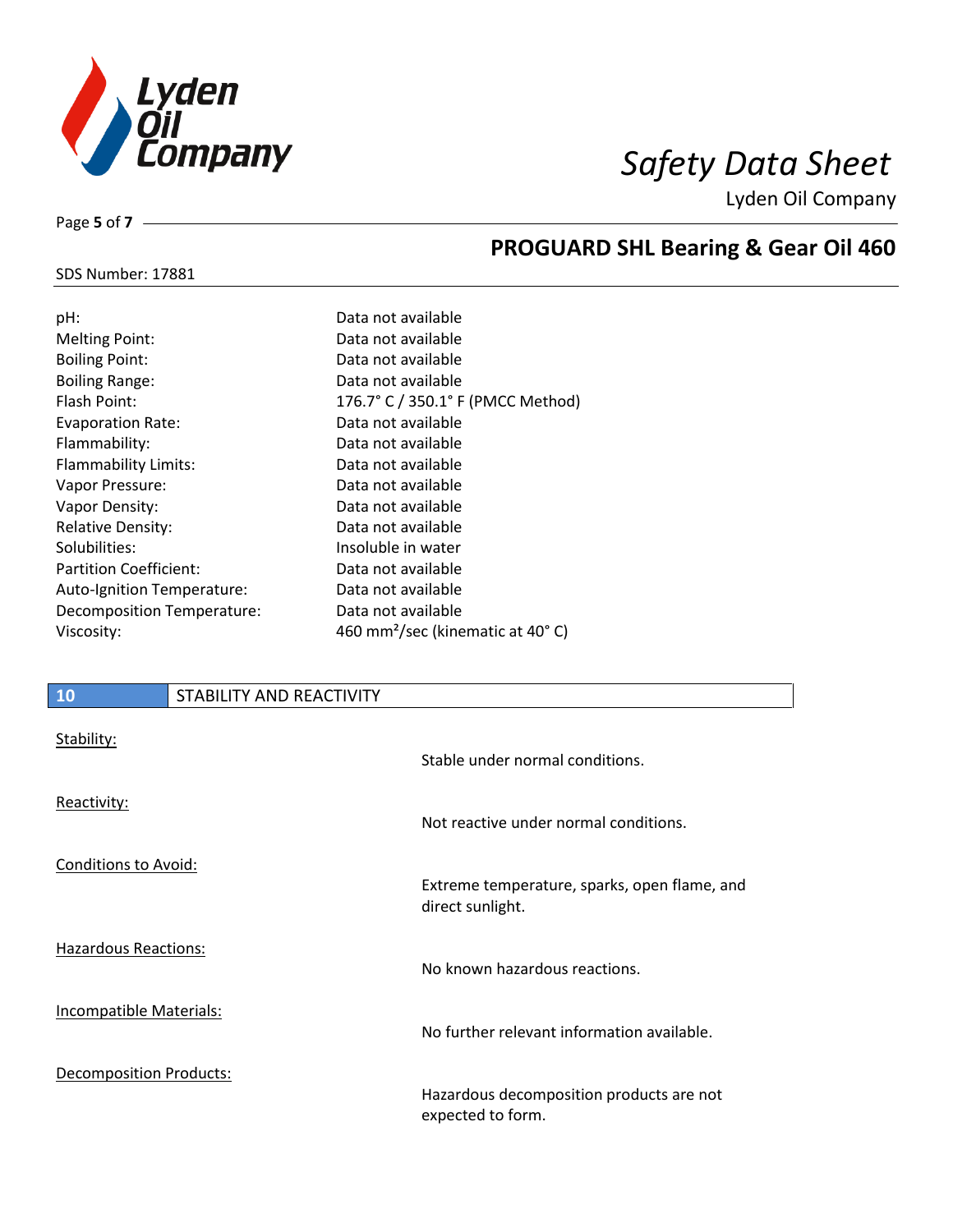## PROGUARD SHL Bearing & Gear Oil 460

SDS Number: 17881

| | |
|---|---|
| pH: | Data not available |
| Melting Point: | Data not available |
| Boiling Point: | Data not available |
| Boiling Range: | Data not available |
| Flash Point: | 176.7° C / 350.1° F (PMCC Method) |
| Evaporation Rate: | Data not available |
| Flammability: | Data not available |
| Flammability Limits: | Data not available |
| Vapor Pressure: | Data not available |
| Vapor Density: | Data not available |
| Relative Density: | Data not available |
| Solubilities: | Insoluble in water |
| Partition Coefficient: | Data not available |
| Auto-Ignition Temperature: | Data not available |
| Decomposition Temperature: | Data not available |
| Viscosity: | 460 $mm^2$/sec (kinematic at 40° C) |

## 10 STABILITY AND REACTIVITY

Stability:

Stable under normal conditions.

Reactivity:

Not reactive under normal conditions.

Conditions to Avoid:

Extreme temperature, sparks, open flame, and direct sunlight.

Hazardous Reactions:

No known hazardous reactions.

Incompatible Materials:

No further relevant information available.

Decomposition Products:

Hazardous decomposition products are not expected to form.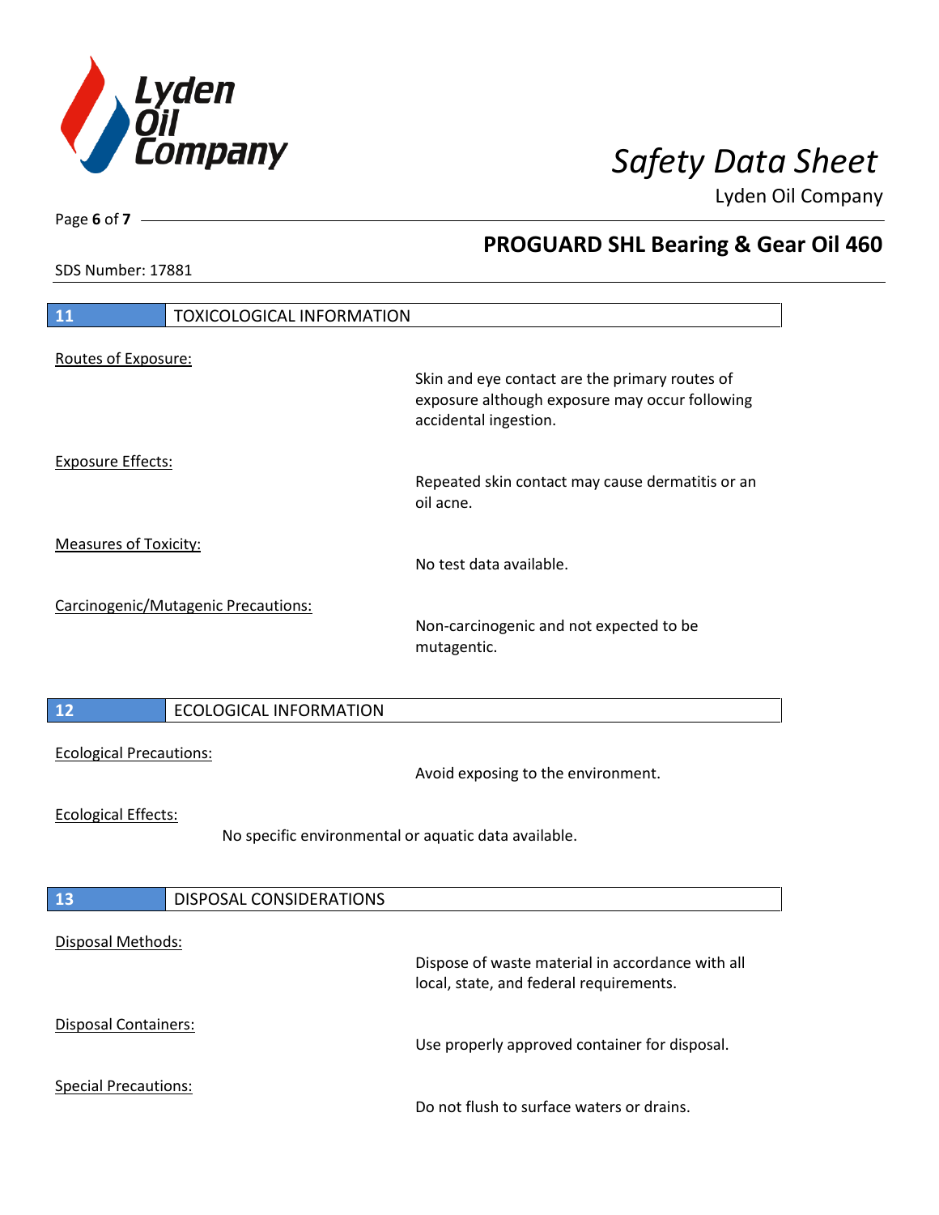## 11 TOXICOLOGICAL INFORMATION

Routes of Exposure:

Skin and eye contact are the primary routes of exposure although exposure may occur following accidental ingestion.

Exposure Effects:

Repeated skin contact may cause dermatitis or an oil acne.

Measures of Toxicity:

No test data available.

Carcinogenic/Mutagenic Precautions:

Non-carcinogenic and not expected to be mutagentic.

## 12 ECOLOGICAL INFORMATION

Ecological Precautions:

Avoid exposing to the environment.

Ecological Effects:

No specific environmental or aquatic data available.

## 13 DISPOSAL CONSIDERATIONS

Disposal Methods:

Dispose of waste material in accordance with all local, state, and federal requirements.

Disposal Containers:

Use properly approved container for disposal.

Special Precautions:

Do not flush to surface waters or drains.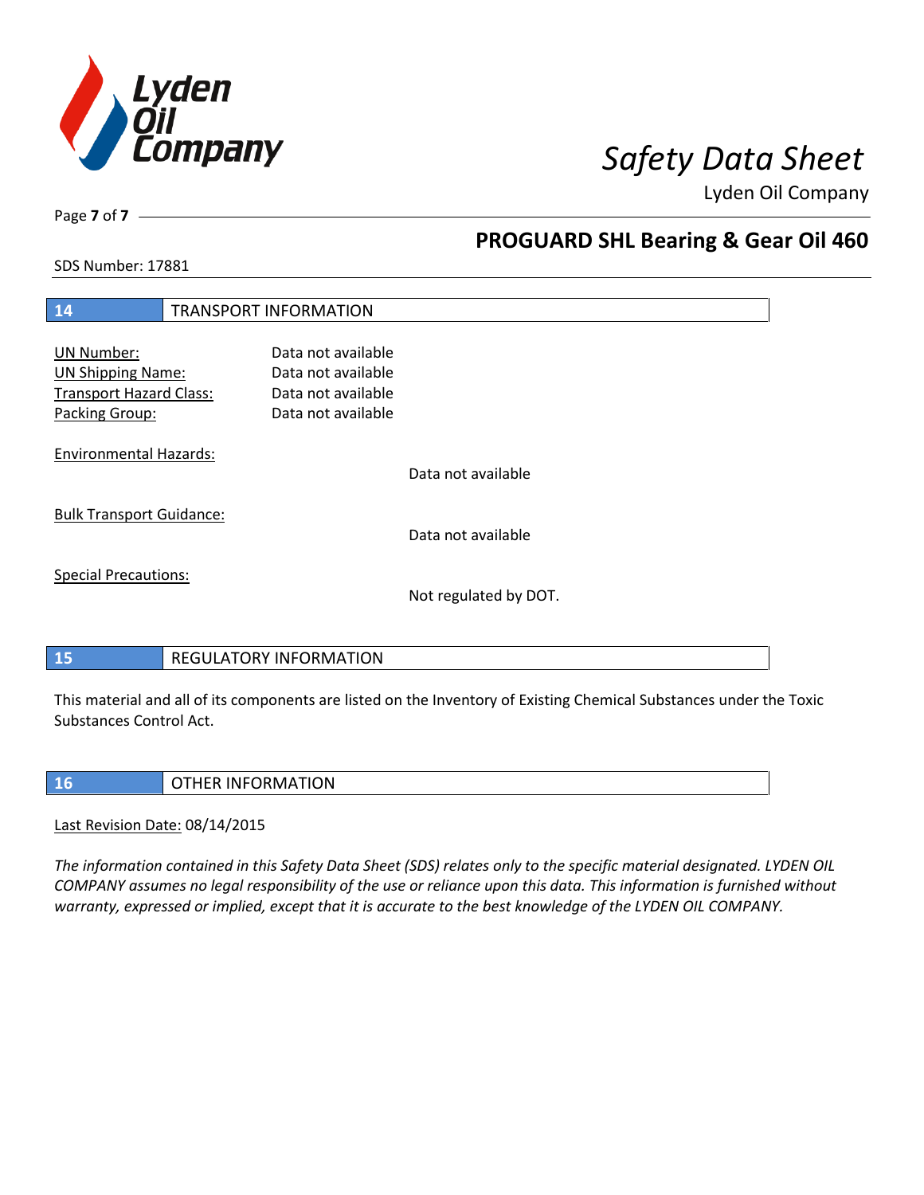## PROGUARD SHL Bearing & Gear Oil 460

SDS Number: 17881

## 14 TRANSPORT INFORMATION

| | |
|---|---|
| UN Number: | Data not available |
| UN Shipping Name: | Data not available |
| Transport Hazard Class: | Data not available |
| Packing Group: | Data not available |

Environmental Hazards:

Data not available

Bulk Transport Guidance:

Data not available

Special Precautions:

Not regulated by DOT.

## 15 REGULATORY INFORMATION

This material and all of its components are listed on the Inventory of Existing Chemical Substances under the Toxic Substances Control Act.

## 16 OTHER INFORMATION

Last Revision Date: 08/14/2015

*The information contained in this Safety Data Sheet (SDS) relates only to the specific material designated. LYDEN OIL COMPANY assumes no legal responsibility of the use or reliance upon this data. This information is furnished without warranty, expressed or implied, except that it is accurate to the best knowledge of the LYDEN OIL COMPANY.*